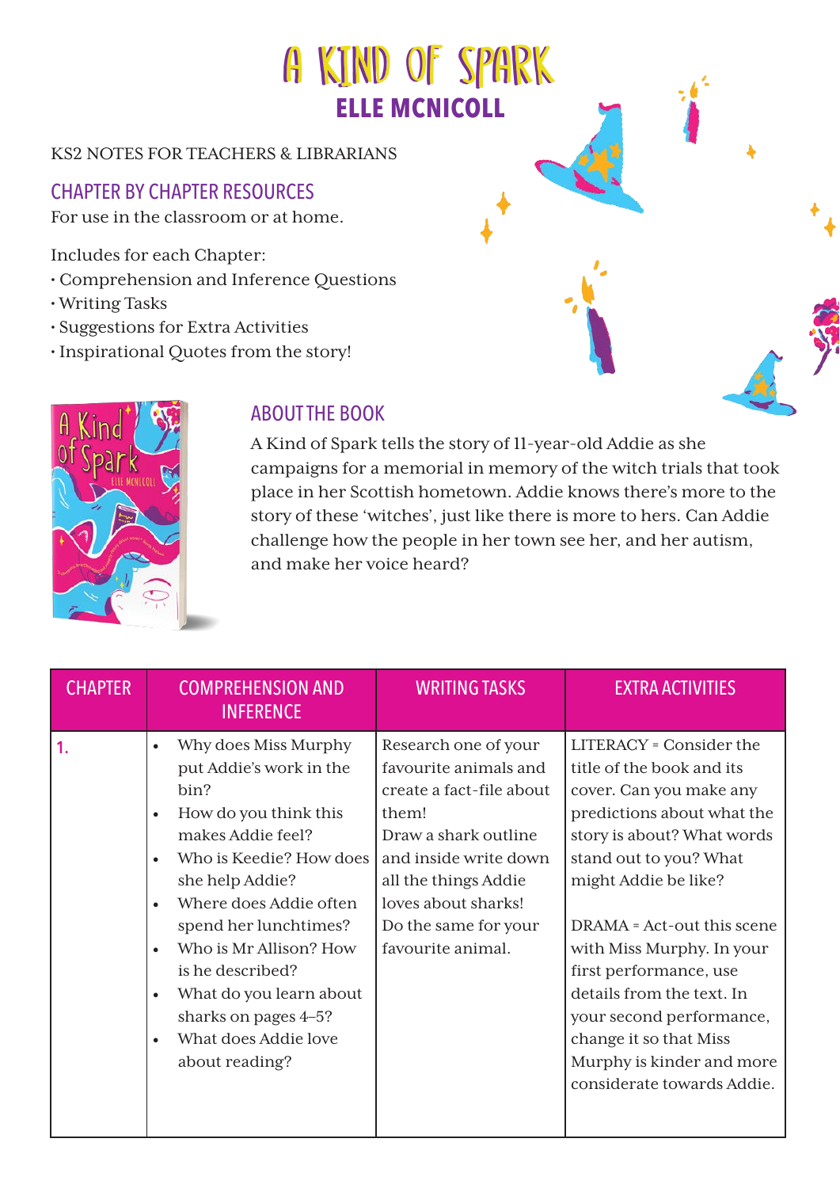# A KIND OF SPARK

## ELLE MCNICOLL

KS2 NOTES FOR TEACHERS & LIBRARIANS

### CHAPTER BY CHAPTER RESOURCES

For use in the classroom or at home.

Includes for each Chapter:

- Comprehension and Inference Questions
- Writing Tasks
- Suggestions for Extra Activities
- Inspirational Quotes from the story!

### ABOUT THE BOOK

A Kind of Spark tells the story of 11-year-old Addie as she campaigns for a memorial in memory of the witch trials that took place in her Scottish hometown. Addie knows there's more to the story of these 'witches', just like there is more to hers. Can Addie challenge how the people in her town see her, and her autism, and make her voice heard?

| CHAPTER | COMPREHENSION AND INFERENCE | WRITING TASKS | EXTRA ACTIVITIES |
|---|---|---|---|
| 1. | • Why does Miss Murphy put Addie's work in the bin?<br>• How do you think this makes Addie feel?<br>• Who is Keedie? How does she help Addie?<br>• Where does Addie often spend her lunchtimes?<br>• Who is Mr Allison? How is he described?<br>• What do you learn about sharks on pages 4–5?<br>• What does Addie love about reading? | Research one of your favourite animals and create a fact-file about them!<br>Draw a shark outline and inside write down all the things Addie loves about sharks! Do the same for your favourite animal. | LITERACY = Consider the title of the book and its cover. Can you make any predictions about what the story is about? What words stand out to you? What might Addie be like?<br><br>DRAMA = Act-out this scene with Miss Murphy. In your first performance, use details from the text. In your second performance, change it so that Miss Murphy is kinder and more considerate towards Addie. |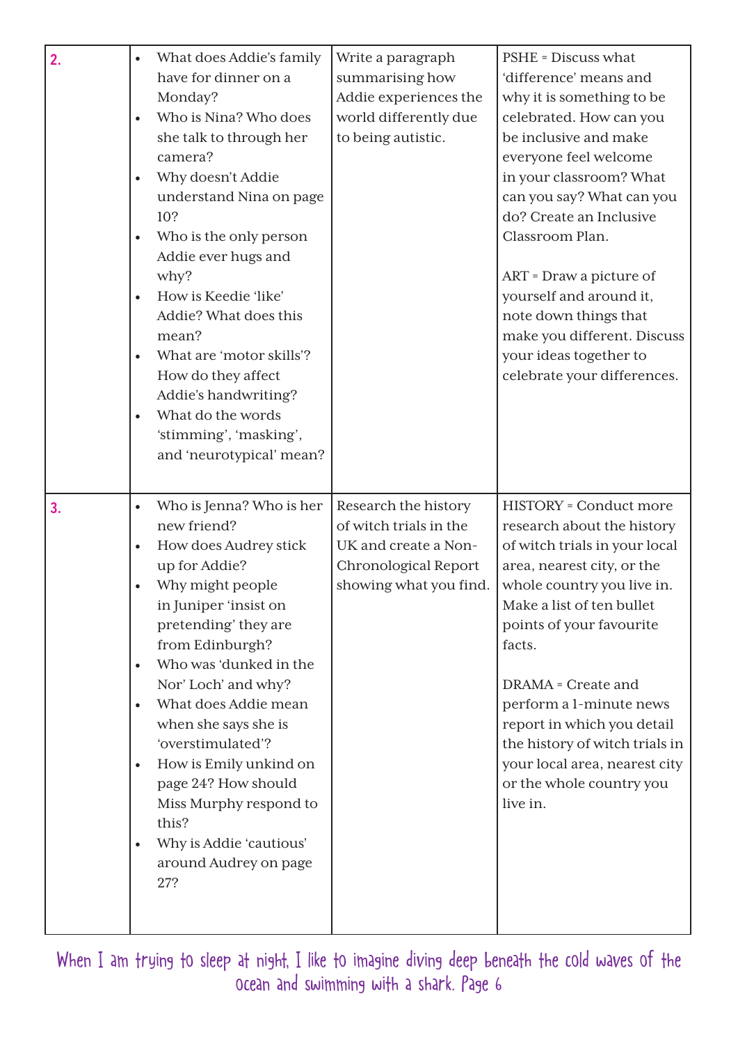| | | | |
|---|---|---|---|
| **2.** | • What does Addie's family have for dinner on a Monday?<br>• Who is Nina? Who does she talk to through her camera?<br>• Why doesn't Addie understand Nina on page 10?<br>• Who is the only person Addie ever hugs and why?<br>• How is Keedie 'like' Addie? What does this mean?<br>• What are 'motor skills'? How do they affect Addie's handwriting?<br>• What do the words 'stimming', 'masking', and 'neurotypical' mean? | Write a paragraph summarising how Addie experiences the world differently due to being autistic. | PSHE = Discuss what 'difference' means and why it is something to be celebrated. How can you be inclusive and make everyone feel welcome in your classroom? What can you say? What can you do? Create an Inclusive Classroom Plan.<br><br>ART = Draw a picture of yourself and around it, note down things that make you different. Discuss your ideas together to celebrate your differences. |
| **3.** | • Who is Jenna? Who is her new friend?<br>• How does Audrey stick up for Addie?<br>• Why might people in Juniper 'insist on pretending' they are from Edinburgh?<br>• Who was 'dunked in the Nor' Loch' and why?<br>• What does Addie mean when she says she is 'overstimulated'?<br>• How is Emily unkind on page 24? How should Miss Murphy respond to this?<br>• Why is Addie 'cautious' around Audrey on page 27? | Research the history of witch trials in the UK and create a Non-Chronological Report showing what you find. | HISTORY = Conduct more research about the history of witch trials in your local area, nearest city, or the whole country you live in. Make a list of ten bullet points of your favourite facts.<br><br>DRAMA = Create and perform a 1-minute news report in which you detail the history of witch trials in your local area, nearest city or the whole country you live in. |

When I am trying to sleep at night, I like to imagine diving deep beneath the cold waves of the ocean and swimming with a shark. Page 6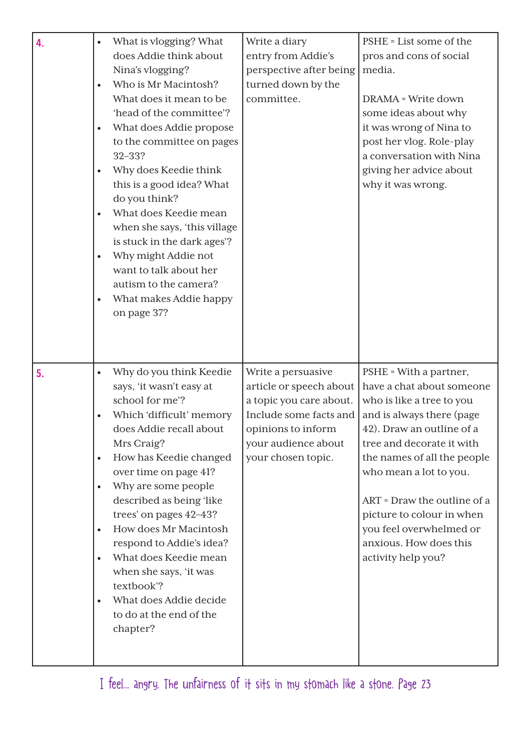| | | | |
|---|---|---|---|
| **4.** | • What is vlogging? What does Addie think about Nina's vlogging?<br>• Who is Mr Macintosh? What does it mean to be 'head of the committee'?<br>• What does Addie propose to the committee on pages 32–33?<br>• Why does Keedie think this is a good idea? What do you think?<br>• What does Keedie mean when she says, 'this village is stuck in the dark ages'?<br>• Why might Addie not want to talk about her autism to the camera?<br>• What makes Addie happy on page 37? | Write a diary entry from Addie's perspective after being turned down by the committee. | PSHE = List some of the pros and cons of social media.<br><br>DRAMA = Write down some ideas about why it was wrong of Nina to post her vlog. Role-play a conversation with Nina giving her advice about why it was wrong. |
| **5.** | • Why do you think Keedie says, 'it wasn't easy at school for me'?<br>• Which 'difficult' memory does Addie recall about Mrs Craig?<br>• How has Keedie changed over time on page 41?<br>• Why are some people described as being 'like trees' on pages 42–43?<br>• How does Mr Macintosh respond to Addie's idea?<br>• What does Keedie mean when she says, 'it was textbook'?<br>• What does Addie decide to do at the end of the chapter? | Write a persuasive article or speech about a topic you care about. Include some facts and opinions to inform your audience about your chosen topic. | PSHE = With a partner, have a chat about someone who is like a tree to you and is always there (page 42). Draw an outline of a tree and decorate it with the names of all the people who mean a lot to you.<br><br>ART = Draw the outline of a picture to colour in when you feel overwhelmed or anxious. How does this activity help you? |

I feel... angry. The unfairness of it sits in my stomach like a stone. Page 23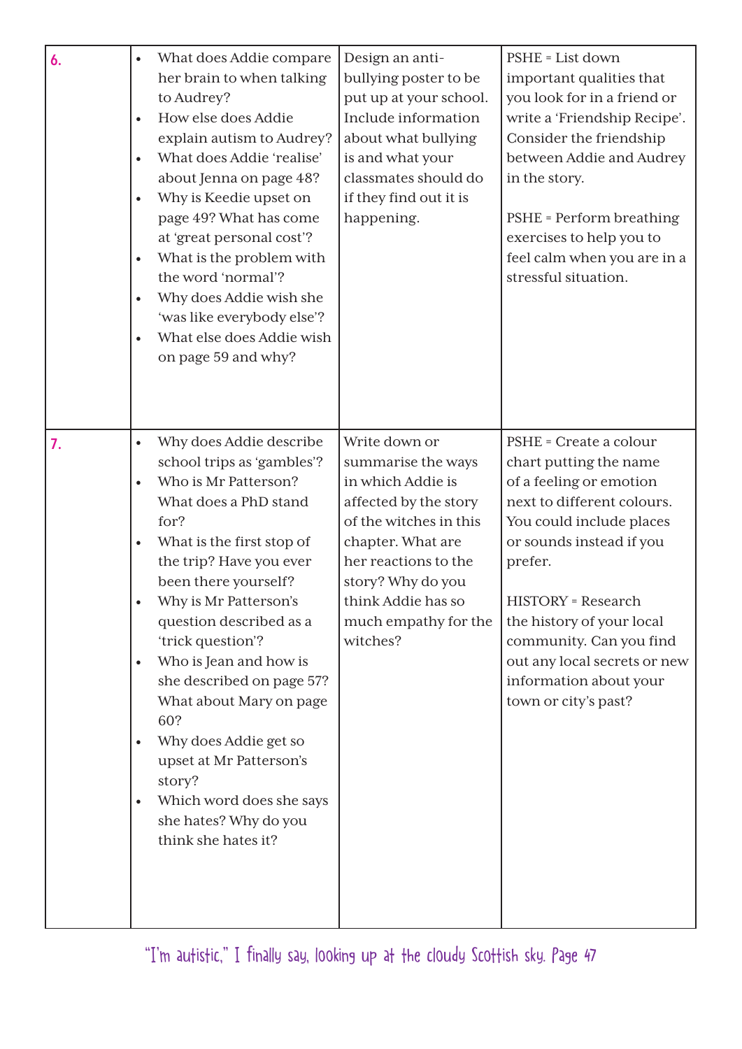| | | | |
|---|---|---|---|
| **6.** | • What does Addie compare her brain to when talking to Audrey?<br>• How else does Addie explain autism to Audrey?<br>• What does Addie 'realise' about Jenna on page 48?<br>• Why is Keedie upset on page 49? What has come at 'great personal cost'?<br>• What is the problem with the word 'normal'?<br>• Why does Addie wish she 'was like everybody else'?<br>• What else does Addie wish on page 59 and why? | Design an anti-bullying poster to be put up at your school. Include information about what bullying is and what your classmates should do if they find out it is happening. | PSHE = List down important qualities that you look for in a friend or write a 'Friendship Recipe'. Consider the friendship between Addie and Audrey in the story.<br><br>PSHE = Perform breathing exercises to help you to feel calm when you are in a stressful situation. |
| **7.** | • Why does Addie describe school trips as 'gambles'?<br>• Who is Mr Patterson? What does a PhD stand for?<br>• What is the first stop of the trip? Have you ever been there yourself?<br>• Why is Mr Patterson's question described as a 'trick question'?<br>• Who is Jean and how is she described on page 57? What about Mary on page 60?<br>• Why does Addie get so upset at Mr Patterson's story?<br>• Which word does she says she hates? Why do you think she hates it? | Write down or summarise the ways in which Addie is affected by the story of the witches in this chapter. What are her reactions to the story? Why do you think Addie has so much empathy for the witches? | PSHE = Create a colour chart putting the name of a feeling or emotion next to different colours. You could include places or sounds instead if you prefer.<br><br>HISTORY = Research the history of your local community. Can you find out any local secrets or new information about your town or city's past? |

"I'm autistic," I finally say, looking up at the cloudy Scottish sky. Page 47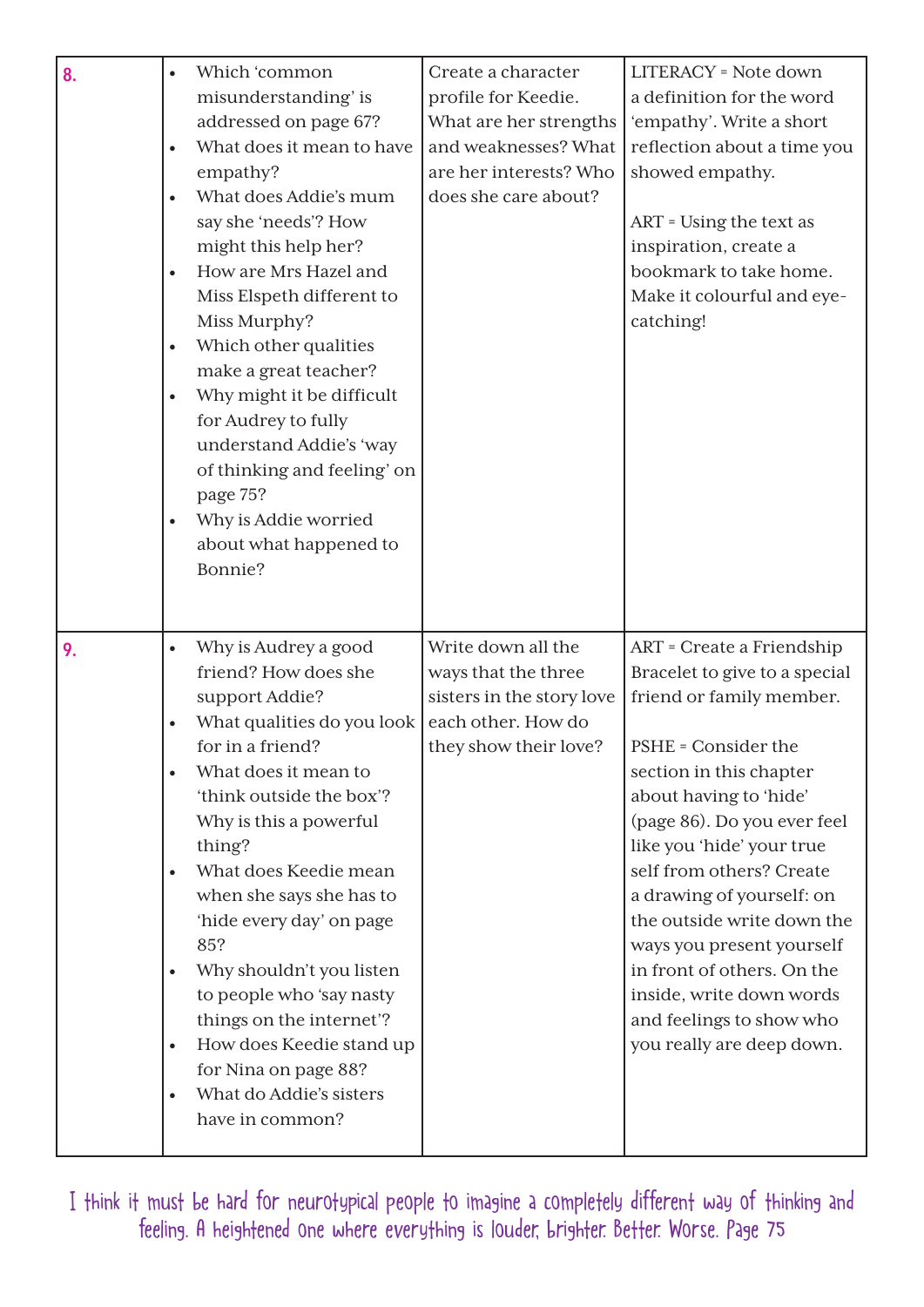| | | | |
|---|---|---|---|
| **8.** | • Which 'common misunderstanding' is addressed on page 67?<br>• What does it mean to have empathy?<br>• What does Addie's mum say she 'needs'? How might this help her?<br>• How are Mrs Hazel and Miss Elspeth different to Miss Murphy?<br>• Which other qualities make a great teacher?<br>• Why might it be difficult for Audrey to fully understand Addie's 'way of thinking and feeling' on page 75?<br>• Why is Addie worried about what happened to Bonnie? | Create a character profile for Keedie. What are her strengths and weaknesses? What are her interests? Who does she care about? | LITERACY = Note down a definition for the word 'empathy'. Write a short reflection about a time you showed empathy.<br><br>ART = Using the text as inspiration, create a bookmark to take home. Make it colourful and eye-catching! |
| **9.** | • Why is Audrey a good friend? How does she support Addie?<br>• What qualities do you look for in a friend?<br>• What does it mean to 'think outside the box'? Why is this a powerful thing?<br>• What does Keedie mean when she says she has to 'hide every day' on page 85?<br>• Why shouldn't you listen to people who 'say nasty things on the internet'?<br>• How does Keedie stand up for Nina on page 88?<br>• What do Addie's sisters have in common? | Write down all the ways that the three sisters in the story love each other. How do they show their love? | ART = Create a Friendship Bracelet to give to a special friend or family member.<br><br>PSHE = Consider the section in this chapter about having to 'hide' (page 86). Do you ever feel like you 'hide' your true self from others? Create a drawing of yourself: on the outside write down the ways you present yourself in front of others. On the inside, write down words and feelings to show who you really are deep down. |

I think it must be hard for neurotypical people to imagine a completely different way of thinking and feeling. A heightened one where everything is louder, brighter. Better. Worse. Page 75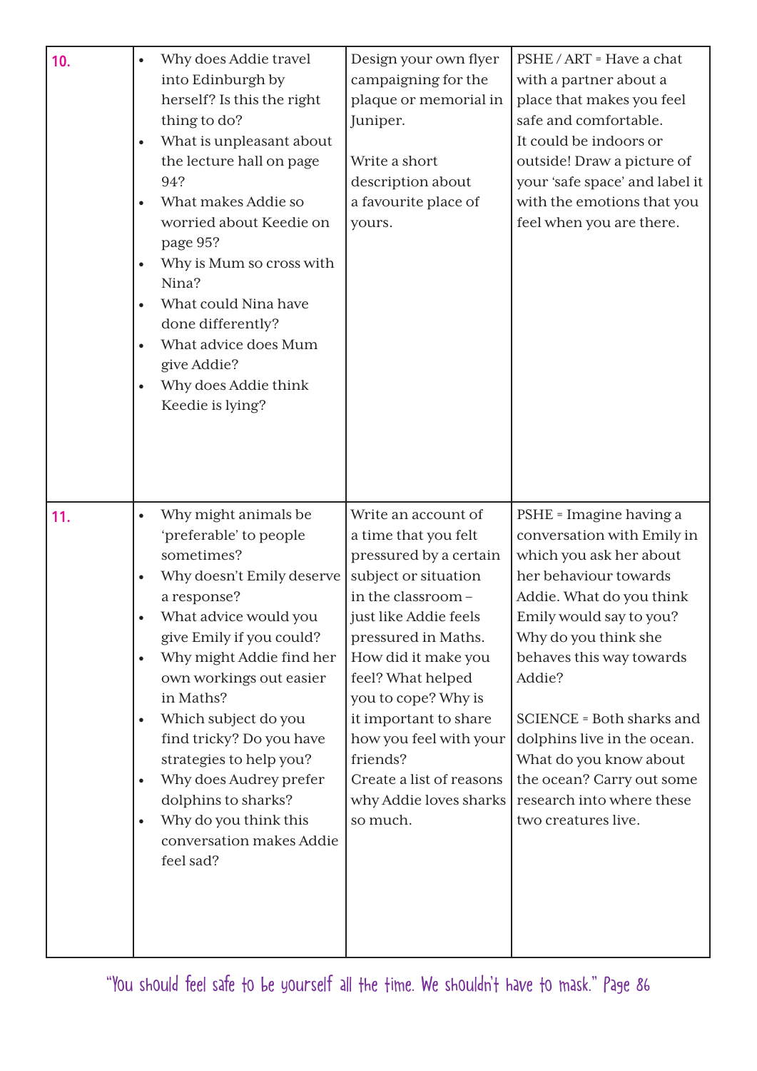| | | | |
|---|---|---|---|
| **10.** | • Why does Addie travel into Edinburgh by herself? Is this the right thing to do?<br>• What is unpleasant about the lecture hall on page 94?<br>• What makes Addie so worried about Keedie on page 95?<br>• Why is Mum so cross with Nina?<br>• What could Nina have done differently?<br>• What advice does Mum give Addie?<br>• Why does Addie think Keedie is lying? | Design your own flyer campaigning for the plaque or memorial in Juniper.<br><br>Write a short description about a favourite place of yours. | PSHE / ART = Have a chat with a partner about a place that makes you feel safe and comfortable. It could be indoors or outside! Draw a picture of your 'safe space' and label it with the emotions that you feel when you are there. |
| **11.** | • Why might animals be 'preferable' to people sometimes?<br>• Why doesn't Emily deserve a response?<br>• What advice would you give Emily if you could?<br>• Why might Addie find her own workings out easier in Maths?<br>• Which subject do you find tricky? Do you have strategies to help you?<br>• Why does Audrey prefer dolphins to sharks?<br>• Why do you think this conversation makes Addie feel sad? | Write an account of a time that you felt pressured by a certain subject or situation in the classroom – just like Addie feels pressured in Maths. How did it make you feel? What helped you to cope? Why is it important to share how you feel with your friends?<br>Create a list of reasons why Addie loves sharks so much. | PSHE = Imagine having a conversation with Emily in which you ask her about her behaviour towards Addie. What do you think Emily would say to you? Why do you think she behaves this way towards Addie?<br><br>SCIENCE = Both sharks and dolphins live in the ocean. What do you know about the ocean? Carry out some research into where these two creatures live. |

"You should feel safe to be yourself all the time. We shouldn't have to mask." Page 86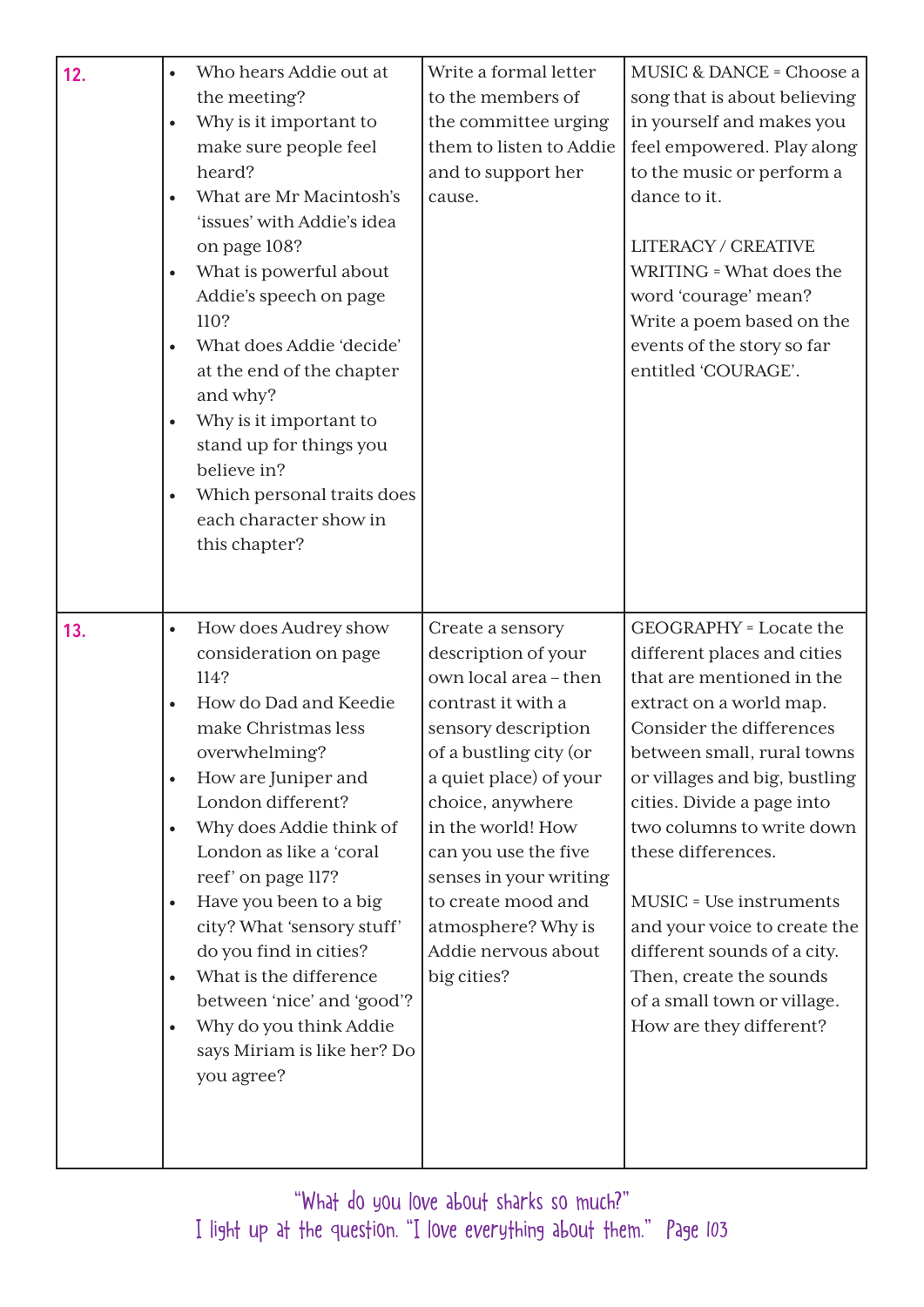| | | | |
|---|---|---|---|
| **12.** | • Who hears Addie out at the meeting?<br>• Why is it important to make sure people feel heard?<br>• What are Mr Macintosh's 'issues' with Addie's idea on page 108?<br>• What is powerful about Addie's speech on page 110?<br>• What does Addie 'decide' at the end of the chapter and why?<br>• Why is it important to stand up for things you believe in?<br>• Which personal traits does each character show in this chapter? | Write a formal letter to the members of the committee urging them to listen to Addie and to support her cause. | MUSIC & DANCE = Choose a song that is about believing in yourself and makes you feel empowered. Play along to the music or perform a dance to it.<br><br>LITERACY / CREATIVE WRITING = What does the word 'courage' mean? Write a poem based on the events of the story so far entitled 'COURAGE'. |
| **13.** | • How does Audrey show consideration on page 114?<br>• How do Dad and Keedie make Christmas less overwhelming?<br>• How are Juniper and London different?<br>• Why does Addie think of London as like a 'coral reef' on page 117?<br>• Have you been to a big city? What 'sensory stuff' do you find in cities?<br>• What is the difference between 'nice' and 'good'?<br>• Why do you think Addie says Miriam is like her? Do you agree? | Create a sensory description of your own local area – then contrast it with a sensory description of a bustling city (or a quiet place) of your choice, anywhere in the world! How can you use the five senses in your writing to create mood and atmosphere? Why is Addie nervous about big cities? | GEOGRAPHY = Locate the different places and cities that are mentioned in the extract on a world map. Consider the differences between small, rural towns or villages and big, bustling cities. Divide a page into two columns to write down these differences.<br><br>MUSIC = Use instruments and your voice to create the different sounds of a city. Then, create the sounds of a small town or village. How are they different? |

"What do you love about sharks so much?"
I light up at the question. "I love everything about them." Page 103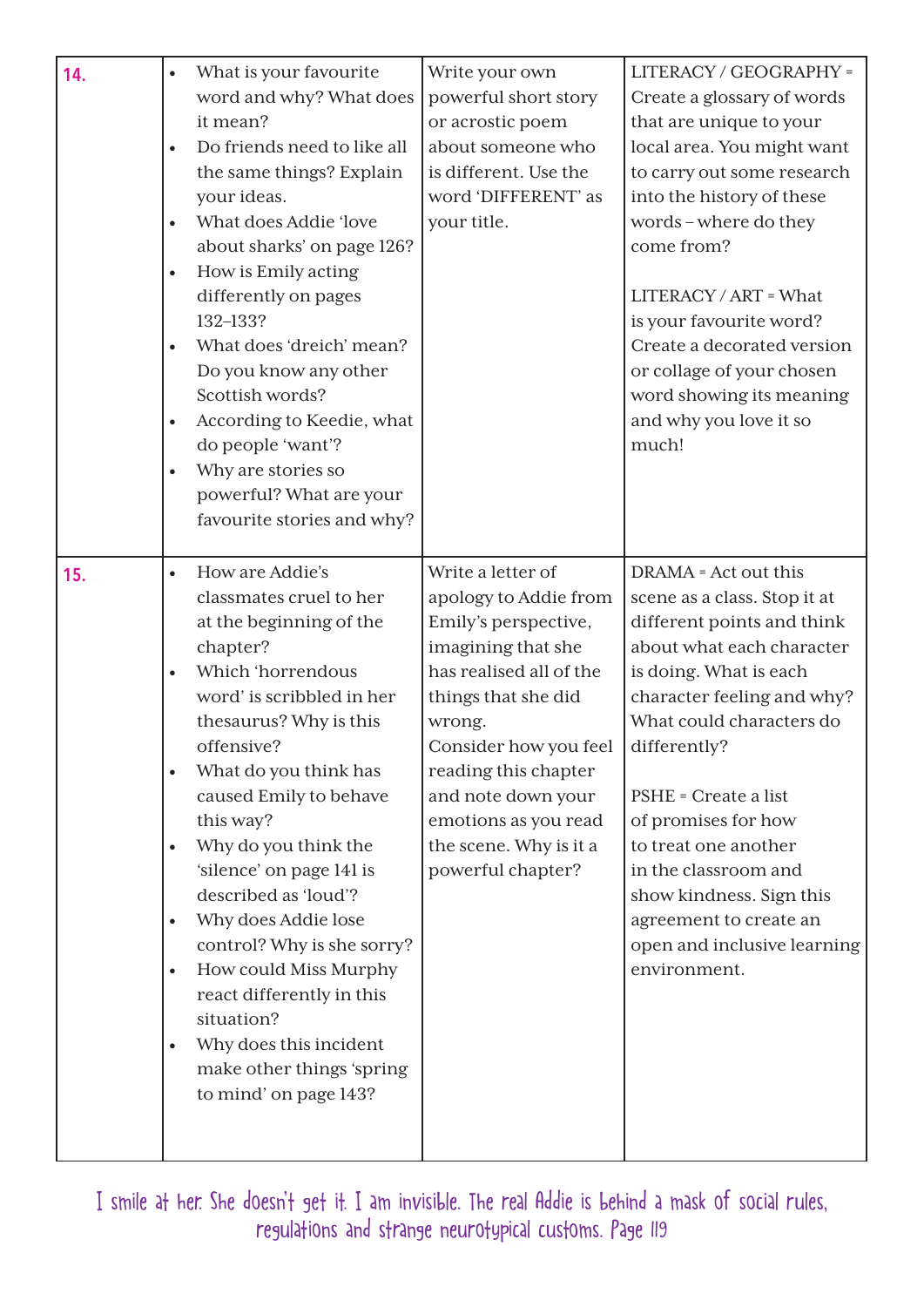| | | | |
|---|---|---|---|
| **14.** | • What is your favourite word and why? What does it mean?<br>• Do friends need to like all the same things? Explain your ideas.<br>• What does Addie 'love about sharks' on page 126?<br>• How is Emily acting differently on pages 132–133?<br>• What does 'dreich' mean? Do you know any other Scottish words?<br>• According to Keedie, what do people 'want'?<br>• Why are stories so powerful? What are your favourite stories and why? | Write your own powerful short story or acrostic poem about someone who is different. Use the word 'DIFFERENT' as your title. | LITERACY / GEOGRAPHY = Create a glossary of words that are unique to your local area. You might want to carry out some research into the history of these words – where do they come from?<br><br>LITERACY / ART = What is your favourite word? Create a decorated version or collage of your chosen word showing its meaning and why you love it so much! |
| **15.** | • How are Addie's classmates cruel to her at the beginning of the chapter?<br>• Which 'horrendous word' is scribbled in her thesaurus? Why is this offensive?<br>• What do you think has caused Emily to behave this way?<br>• Why do you think the 'silence' on page 141 is described as 'loud'?<br>• Why does Addie lose control? Why is she sorry?<br>• How could Miss Murphy react differently in this situation?<br>• Why does this incident make other things 'spring to mind' on page 143? | Write a letter of apology to Addie from Emily's perspective, imagining that she has realised all of the things that she did wrong.<br>Consider how you feel reading this chapter and note down your emotions as you read the scene. Why is it a powerful chapter? | DRAMA = Act out this scene as a class. Stop it at different points and think about what each character is doing. What is each character feeling and why? What could characters do differently?<br><br>PSHE = Create a list of promises for how to treat one another in the classroom and show kindness. Sign this agreement to create an open and inclusive learning environment. |

I smile at her. She doesn't get it. I am invisible. The real Addie is behind a mask of social rules, regulations and strange neurotypical customs. Page 119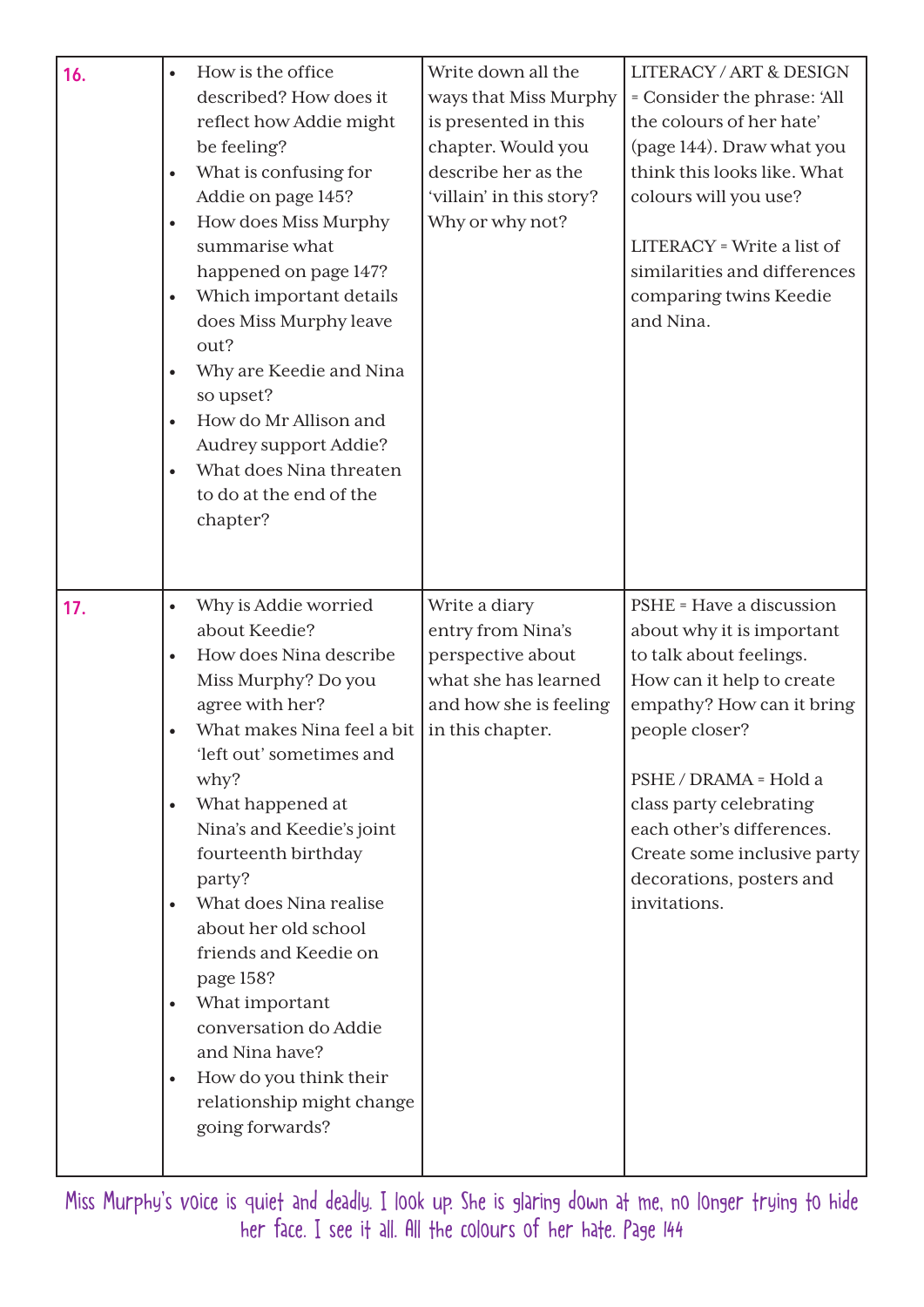| | | | |
|---|---|---|---|
| **16.** | • How is the office described? How does it reflect how Addie might be feeling?<br>• What is confusing for Addie on page 145?<br>• How does Miss Murphy summarise what happened on page 147?<br>• Which important details does Miss Murphy leave out?<br>• Why are Keedie and Nina so upset?<br>• How do Mr Allison and Audrey support Addie?<br>• What does Nina threaten to do at the end of the chapter? | Write down all the ways that Miss Murphy is presented in this chapter. Would you describe her as the 'villain' in this story? Why or why not? | LITERACY / ART & DESIGN = Consider the phrase: 'All the colours of her hate' (page 144). Draw what you think this looks like. What colours will you use?<br><br>LITERACY = Write a list of similarities and differences comparing twins Keedie and Nina. |
| **17.** | • Why is Addie worried about Keedie?<br>• How does Nina describe Miss Murphy? Do you agree with her?<br>• What makes Nina feel a bit 'left out' sometimes and why?<br>• What happened at Nina's and Keedie's joint fourteenth birthday party?<br>• What does Nina realise about her old school friends and Keedie on page 158?<br>• What important conversation do Addie and Nina have?<br>• How do you think their relationship might change going forwards? | Write a diary entry from Nina's perspective about what she has learned and how she is feeling in this chapter. | PSHE = Have a discussion about why it is important to talk about feelings. How can it help to create empathy? How can it bring people closer?<br><br>PSHE / DRAMA = Hold a class party celebrating each other's differences. Create some inclusive party decorations, posters and invitations. |

Miss Murphy's voice is quiet and deadly. I look up. She is glaring down at me, no longer trying to hide her face. I see it all. All the colours of her hate. Page 144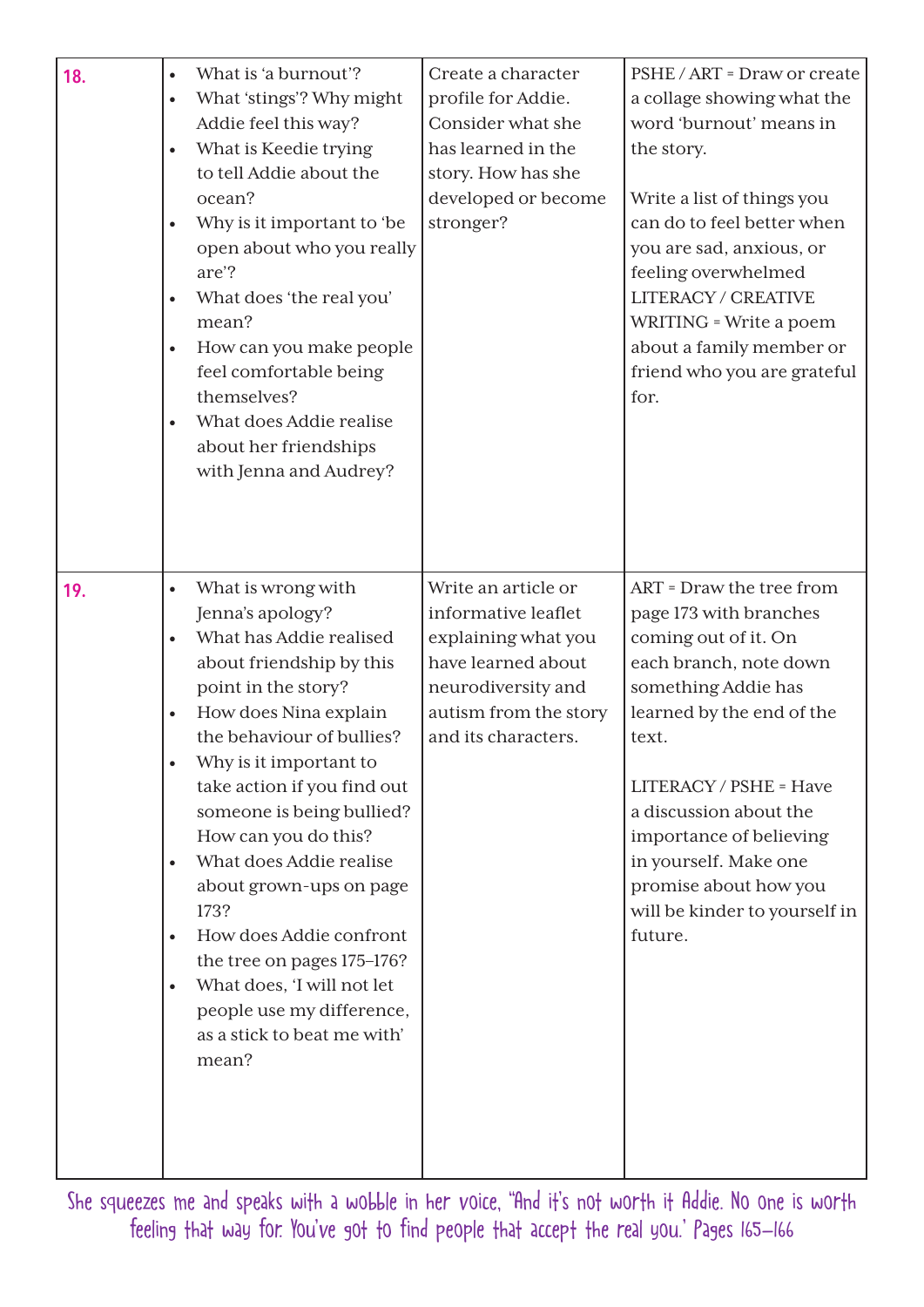| | | | |
|---|---|---|---|
| **18.** | • What is 'a burnout'?<br>• What 'stings'? Why might Addie feel this way?<br>• What is Keedie trying to tell Addie about the ocean?<br>• Why is it important to 'be open about who you really are'?<br>• What does 'the real you' mean?<br>• How can you make people feel comfortable being themselves?<br>• What does Addie realise about her friendships with Jenna and Audrey? | Create a character profile for Addie. Consider what she has learned in the story. How has she developed or become stronger? | PSHE / ART = Draw or create a collage showing what the word 'burnout' means in the story.<br><br>Write a list of things you can do to feel better when you are sad, anxious, or feeling overwhelmed<br>LITERACY / CREATIVE WRITING = Write a poem about a family member or friend who you are grateful for. |
| **19.** | • What is wrong with Jenna's apology?<br>• What has Addie realised about friendship by this point in the story?<br>• How does Nina explain the behaviour of bullies?<br>• Why is it important to take action if you find out someone is being bullied? How can you do this?<br>• What does Addie realise about grown-ups on page 173?<br>• How does Addie confront the tree on pages 175–176?<br>• What does, 'I will not let people use my difference, as a stick to beat me with' mean? | Write an article or informative leaflet explaining what you have learned about neurodiversity and autism from the story and its characters. | ART = Draw the tree from page 173 with branches coming out of it. On each branch, note down something Addie has learned by the end of the text.<br><br>LITERACY / PSHE = Have a discussion about the importance of believing in yourself. Make one promise about how you will be kinder to yourself in future. |

She squeezes me and speaks with a wobble in her voice, "And it's not worth it Addie. No one is worth feeling that way for. You've got to find people that accept the real you.' Pages 165–166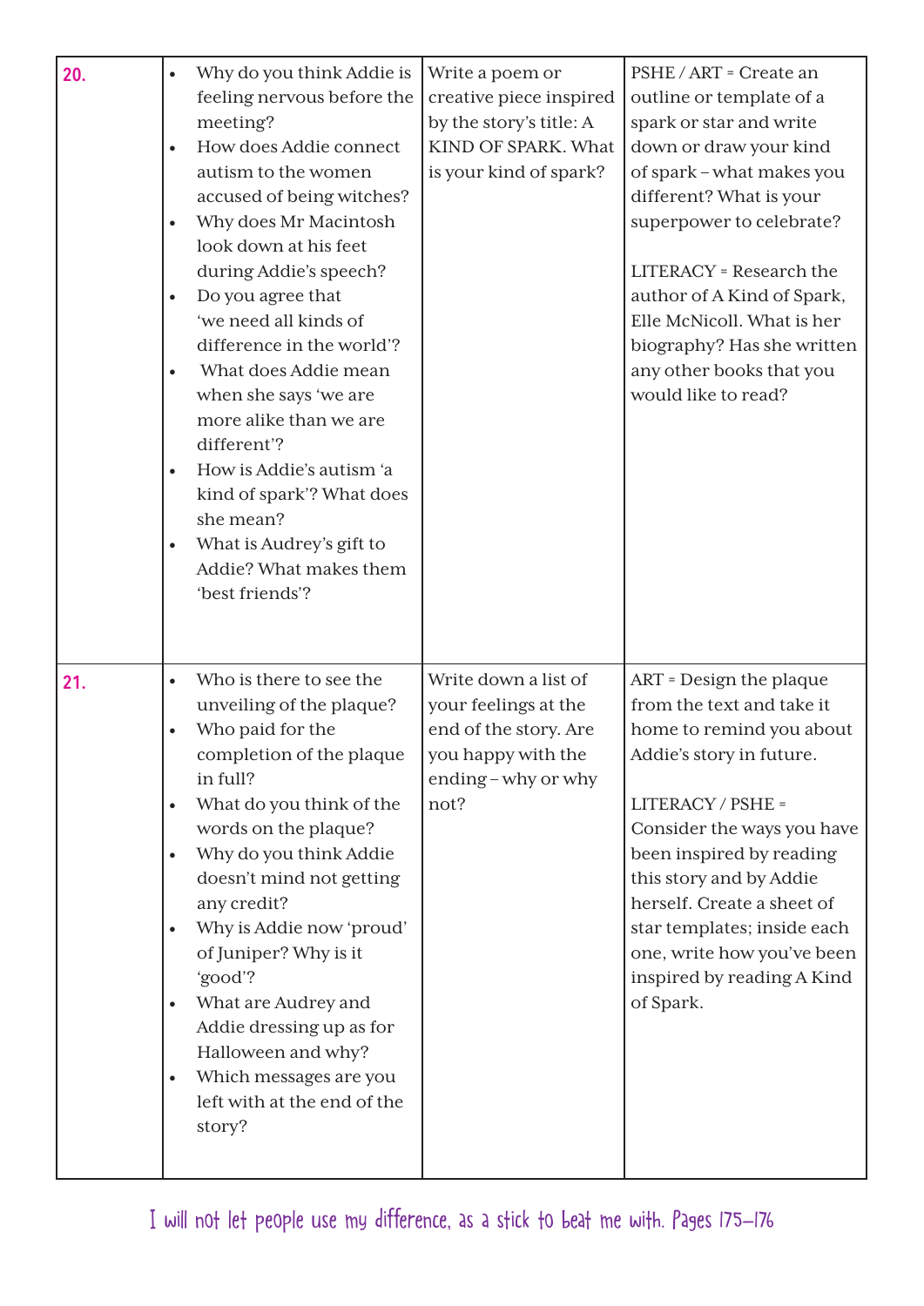| | | | |
|---|---|---|---|
| **20.** | • Why do you think Addie is feeling nervous before the meeting?<br>• How does Addie connect autism to the women accused of being witches?<br>• Why does Mr Macintosh look down at his feet during Addie's speech?<br>• Do you agree that 'we need all kinds of difference in the world'?<br>• What does Addie mean when she says 'we are more alike than we are different'?<br>• How is Addie's autism 'a kind of spark'? What does she mean?<br>• What is Audrey's gift to Addie? What makes them 'best friends'? | Write a poem or creative piece inspired by the story's title: A KIND OF SPARK. What is your kind of spark? | PSHE / ART = Create an outline or template of a spark or star and write down or draw your kind of spark – what makes you different? What is your superpower to celebrate?<br><br>LITERACY = Research the author of A Kind of Spark, Elle McNicoll. What is her biography? Has she written any other books that you would like to read? |
| **21.** | • Who is there to see the unveiling of the plaque?<br>• Who paid for the completion of the plaque in full?<br>• What do you think of the words on the plaque?<br>• Why do you think Addie doesn't mind not getting any credit?<br>• Why is Addie now 'proud' of Juniper? Why is it 'good'?<br>• What are Audrey and Addie dressing up as for Halloween and why?<br>• Which messages are you left with at the end of the story? | Write down a list of your feelings at the end of the story. Are you happy with the ending – why or why not? | ART = Design the plaque from the text and take it home to remind you about Addie's story in future.<br><br>LITERACY / PSHE = Consider the ways you have been inspired by reading this story and by Addie herself. Create a sheet of star templates; inside each one, write how you've been inspired by reading A Kind of Spark. |

I will not let people use my difference, as a stick to beat me with. Pages 175–176